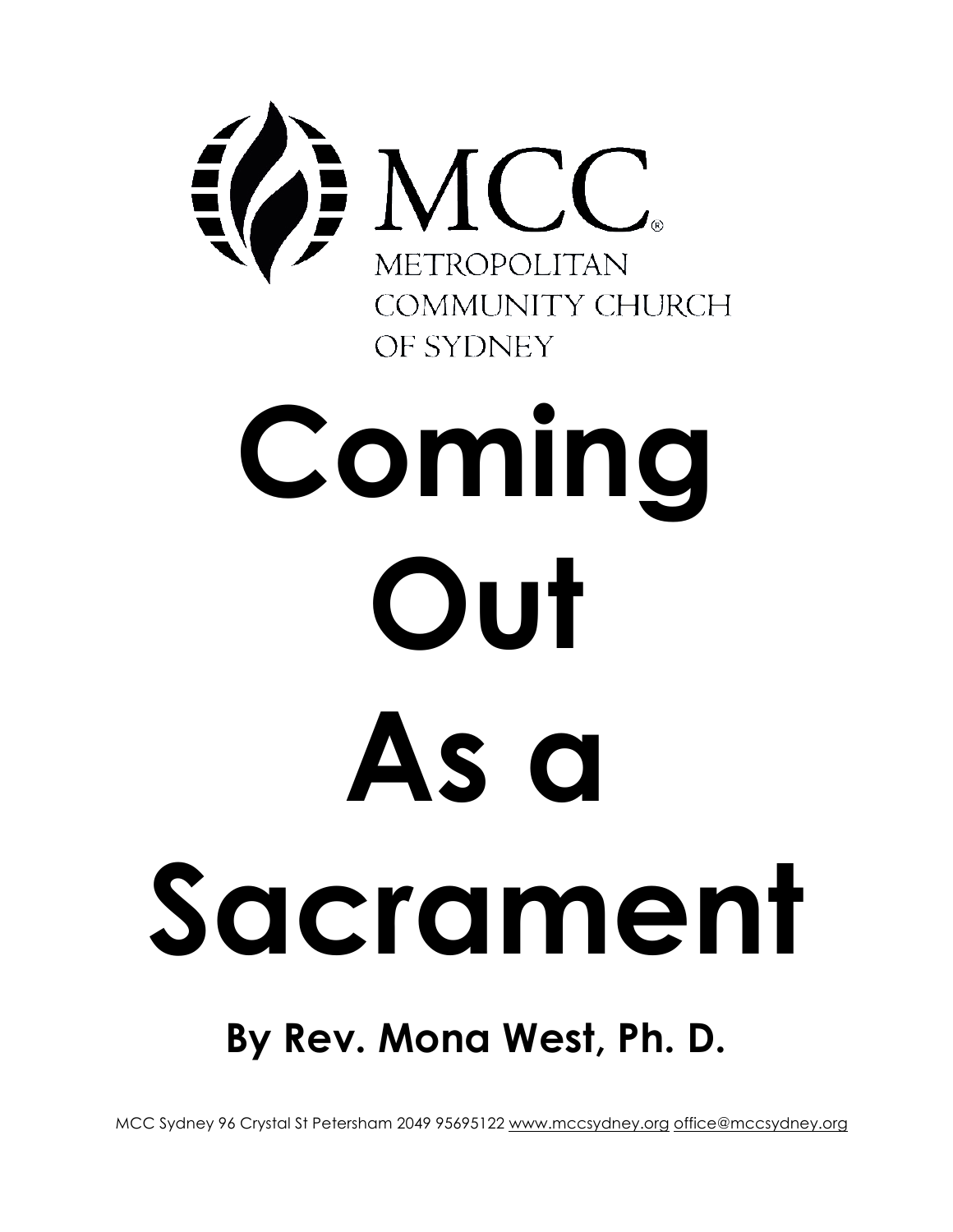MCC®

METROPOLITAN COMMUNITY CHURCH OF SYDNEY

# Coming Out As a Sacrament

## By Rev. Mona West, Ph. D.

MCC Sydney 96 Crystal St Petersham 2049 95695122 www.mccsydney.org office@mccsydney.org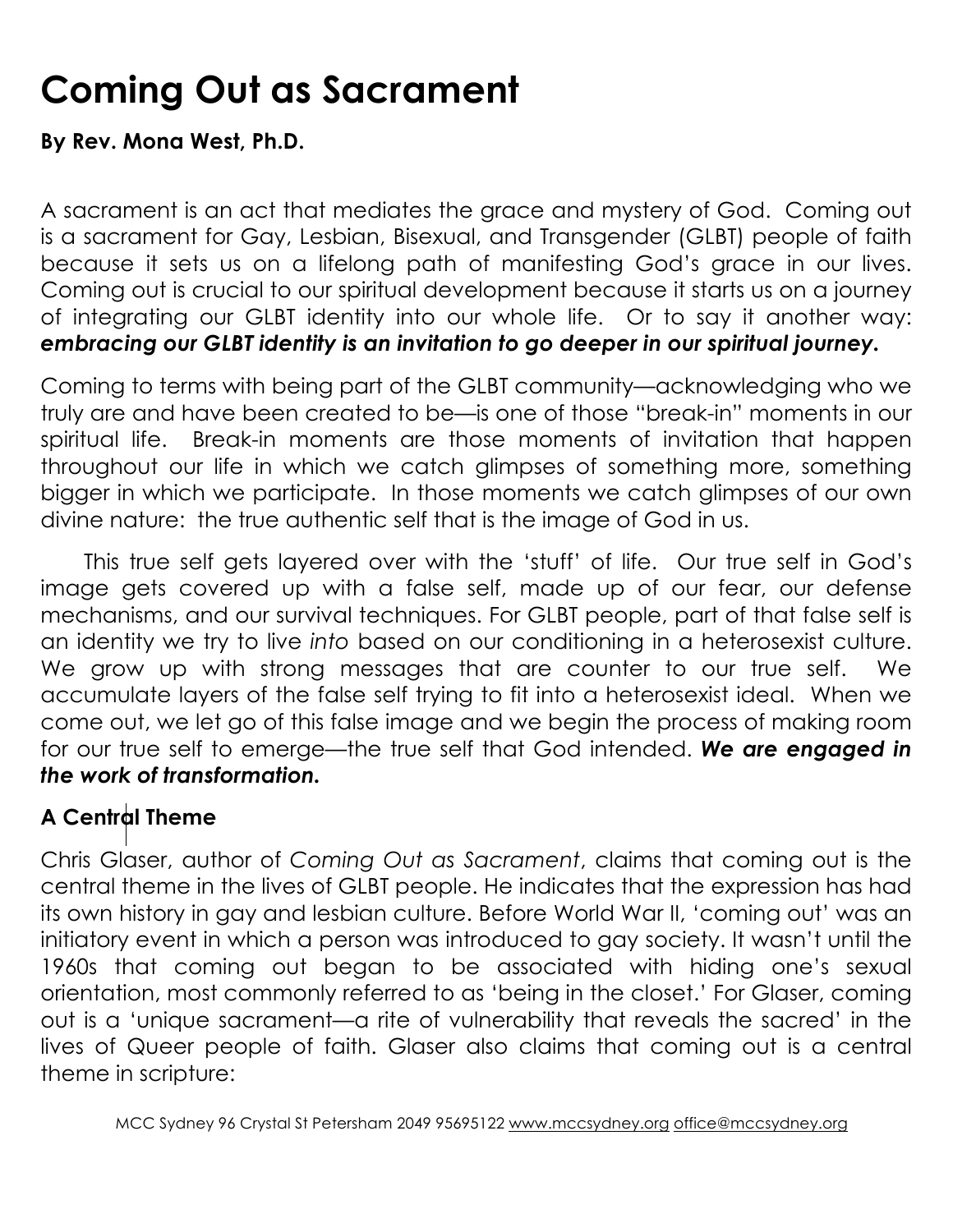# Coming Out as Sacrament

**By Rev. Mona West, Ph.D.**

A sacrament is an act that mediates the grace and mystery of God. Coming out is a sacrament for Gay, Lesbian, Bisexual, and Transgender (GLBT) people of faith because it sets us on a lifelong path of manifesting God's grace in our lives. Coming out is crucial to our spiritual development because it starts us on a journey of integrating our GLBT identity into our whole life. Or to say it another way: ***embracing our GLBT identity is an invitation to go deeper in our spiritual journey.***

Coming to terms with being part of the GLBT community—acknowledging who we truly are and have been created to be—is one of those "break-in" moments in our spiritual life. Break-in moments are those moments of invitation that happen throughout our life in which we catch glimpses of something more, something bigger in which we participate. In those moments we catch glimpses of our own divine nature: the true authentic self that is the image of God in us.

This true self gets layered over with the 'stuff' of life. Our true self in God's image gets covered up with a false self, made up of our fear, our defense mechanisms, and our survival techniques. For GLBT people, part of that false self is an identity we try to live *into* based on our conditioning in a heterosexist culture. We grow up with strong messages that are counter to our true self. We accumulate layers of the false self trying to fit into a heterosexist ideal. When we come out, we let go of this false image and we begin the process of making room for our true self to emerge—the true self that God intended. ***We are engaged in the work of transformation.***

### A Central Theme

Chris Glaser, author of *Coming Out as Sacrament*, claims that coming out is the central theme in the lives of GLBT people. He indicates that the expression has had its own history in gay and lesbian culture. Before World War II, 'coming out' was an initiatory event in which a person was introduced to gay society. It wasn't until the 1960s that coming out began to be associated with hiding one's sexual orientation, most commonly referred to as 'being in the closet.' For Glaser, coming out is a 'unique sacrament—a rite of vulnerability that reveals the sacred' in the lives of Queer people of faith. Glaser also claims that coming out is a central theme in scripture: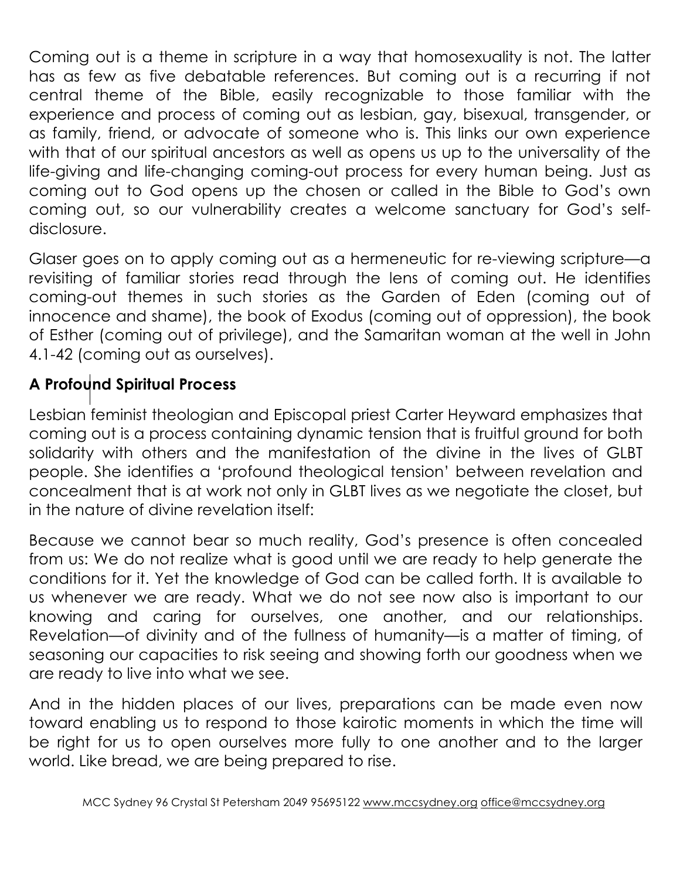Coming out is a theme in scripture in a way that homosexuality is not. The latter has as few as five debatable references. But coming out is a recurring if not central theme of the Bible, easily recognizable to those familiar with the experience and process of coming out as lesbian, gay, bisexual, transgender, or as family, friend, or advocate of someone who is. This links our own experience with that of our spiritual ancestors as well as opens us up to the universality of the life-giving and life-changing coming-out process for every human being. Just as coming out to God opens up the chosen or called in the Bible to God's own coming out, so our vulnerability creates a welcome sanctuary for God's self-disclosure.

Glaser goes on to apply coming out as a hermeneutic for re-viewing scripture—a revisiting of familiar stories read through the lens of coming out. He identifies coming-out themes in such stories as the Garden of Eden (coming out of innocence and shame), the book of Exodus (coming out of oppression), the book of Esther (coming out of privilege), and the Samaritan woman at the well in John 4.1-42 (coming out as ourselves).

**A Profound Spiritual Process**

Lesbian feminist theologian and Episcopal priest Carter Heyward emphasizes that coming out is a process containing dynamic tension that is fruitful ground for both solidarity with others and the manifestation of the divine in the lives of GLBT people. She identifies a 'profound theological tension' between revelation and concealment that is at work not only in GLBT lives as we negotiate the closet, but in the nature of divine revelation itself:

Because we cannot bear so much reality, God's presence is often concealed from us: We do not realize what is good until we are ready to help generate the conditions for it. Yet the knowledge of God can be called forth. It is available to us whenever we are ready. What we do not see now also is important to our knowing and caring for ourselves, one another, and our relationships. Revelation—of divinity and of the fullness of humanity—is a matter of timing, of seasoning our capacities to risk seeing and showing forth our goodness when we are ready to live into what we see.

And in the hidden places of our lives, preparations can be made even now toward enabling us to respond to those kairotic moments in which the time will be right for us to open ourselves more fully to one another and to the larger world. Like bread, we are being prepared to rise.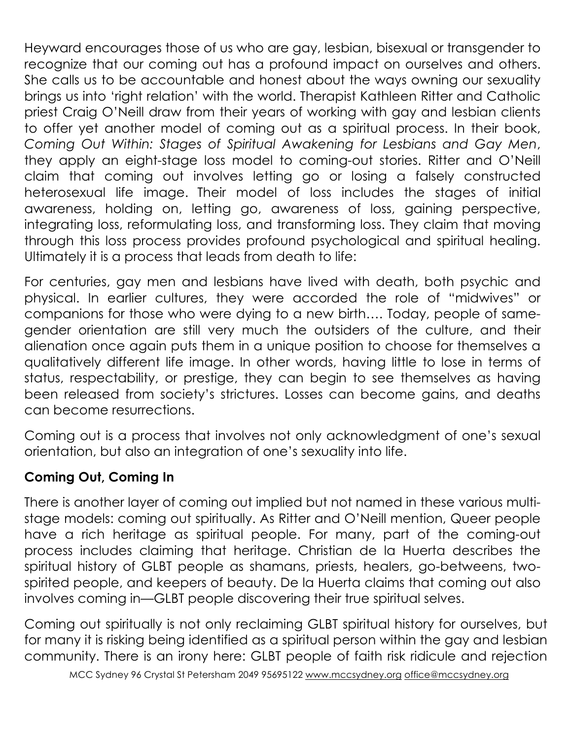Heyward encourages those of us who are gay, lesbian, bisexual or transgender to recognize that our coming out has a profound impact on ourselves and others. She calls us to be accountable and honest about the ways owning our sexuality brings us into 'right relation' with the world. Therapist Kathleen Ritter and Catholic priest Craig O'Neill draw from their years of working with gay and lesbian clients to offer yet another model of coming out as a spiritual process. In their book, *Coming Out Within: Stages of Spiritual Awakening for Lesbians and Gay Men*, they apply an eight-stage loss model to coming-out stories. Ritter and O'Neill claim that coming out involves letting go or losing a falsely constructed heterosexual life image. Their model of loss includes the stages of initial awareness, holding on, letting go, awareness of loss, gaining perspective, integrating loss, reformulating loss, and transforming loss. They claim that moving through this loss process provides profound psychological and spiritual healing. Ultimately it is a process that leads from death to life:

For centuries, gay men and lesbians have lived with death, both psychic and physical. In earlier cultures, they were accorded the role of "midwives" or companions for those who were dying to a new birth…. Today, people of same-gender orientation are still very much the outsiders of the culture, and their alienation once again puts them in a unique position to choose for themselves a qualitatively different life image. In other words, having little to lose in terms of status, respectability, or prestige, they can begin to see themselves as having been released from society's strictures. Losses can become gains, and deaths can become resurrections.

Coming out is a process that involves not only acknowledgment of one's sexual orientation, but also an integration of one's sexuality into life.

**Coming Out, Coming In**

There is another layer of coming out implied but not named in these various multi-stage models: coming out spiritually. As Ritter and O'Neill mention, Queer people have a rich heritage as spiritual people. For many, part of the coming-out process includes claiming that heritage. Christian de la Huerta describes the spiritual history of GLBT people as shamans, priests, healers, go-betweens, two-spirited people, and keepers of beauty. De la Huerta claims that coming out also involves coming in—GLBT people discovering their true spiritual selves.

Coming out spiritually is not only reclaiming GLBT spiritual history for ourselves, but for many it is risking being identified as a spiritual person within the gay and lesbian community. There is an irony here: GLBT people of faith risk ridicule and rejection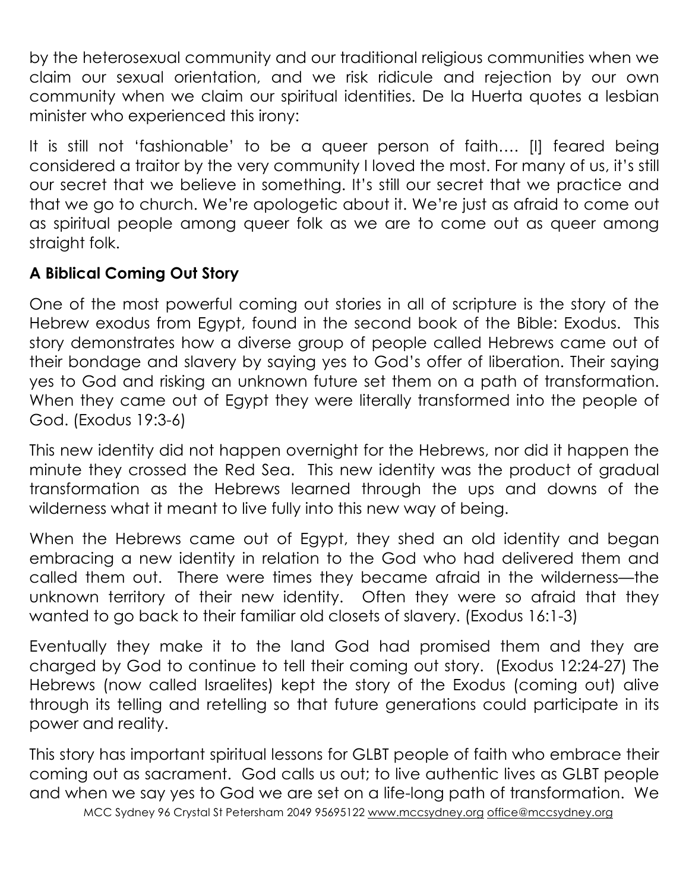by the heterosexual community and our traditional religious communities when we claim our sexual orientation, and we risk ridicule and rejection by our own community when we claim our spiritual identities. De la Huerta quotes a lesbian minister who experienced this irony:

It is still not 'fashionable' to be a queer person of faith…. [I] feared being considered a traitor by the very community I loved the most. For many of us, it's still our secret that we believe in something. It's still our secret that we practice and that we go to church. We're apologetic about it. We're just as afraid to come out as spiritual people among queer folk as we are to come out as queer among straight folk.

**A Biblical Coming Out Story**

One of the most powerful coming out stories in all of scripture is the story of the Hebrew exodus from Egypt, found in the second book of the Bible: Exodus. This story demonstrates how a diverse group of people called Hebrews came out of their bondage and slavery by saying yes to God's offer of liberation. Their saying yes to God and risking an unknown future set them on a path of transformation. When they came out of Egypt they were literally transformed into the people of God. (Exodus 19:3-6)

This new identity did not happen overnight for the Hebrews, nor did it happen the minute they crossed the Red Sea. This new identity was the product of gradual transformation as the Hebrews learned through the ups and downs of the wilderness what it meant to live fully into this new way of being.

When the Hebrews came out of Egypt, they shed an old identity and began embracing a new identity in relation to the God who had delivered them and called them out. There were times they became afraid in the wilderness—the unknown territory of their new identity. Often they were so afraid that they wanted to go back to their familiar old closets of slavery. (Exodus 16:1-3)

Eventually they make it to the land God had promised them and they are charged by God to continue to tell their coming out story. (Exodus 12:24-27) The Hebrews (now called Israelites) kept the story of the Exodus (coming out) alive through its telling and retelling so that future generations could participate in its power and reality.

This story has important spiritual lessons for GLBT people of faith who embrace their coming out as sacrament. God calls us out; to live authentic lives as GLBT people and when we say yes to God we are set on a life-long path of transformation. We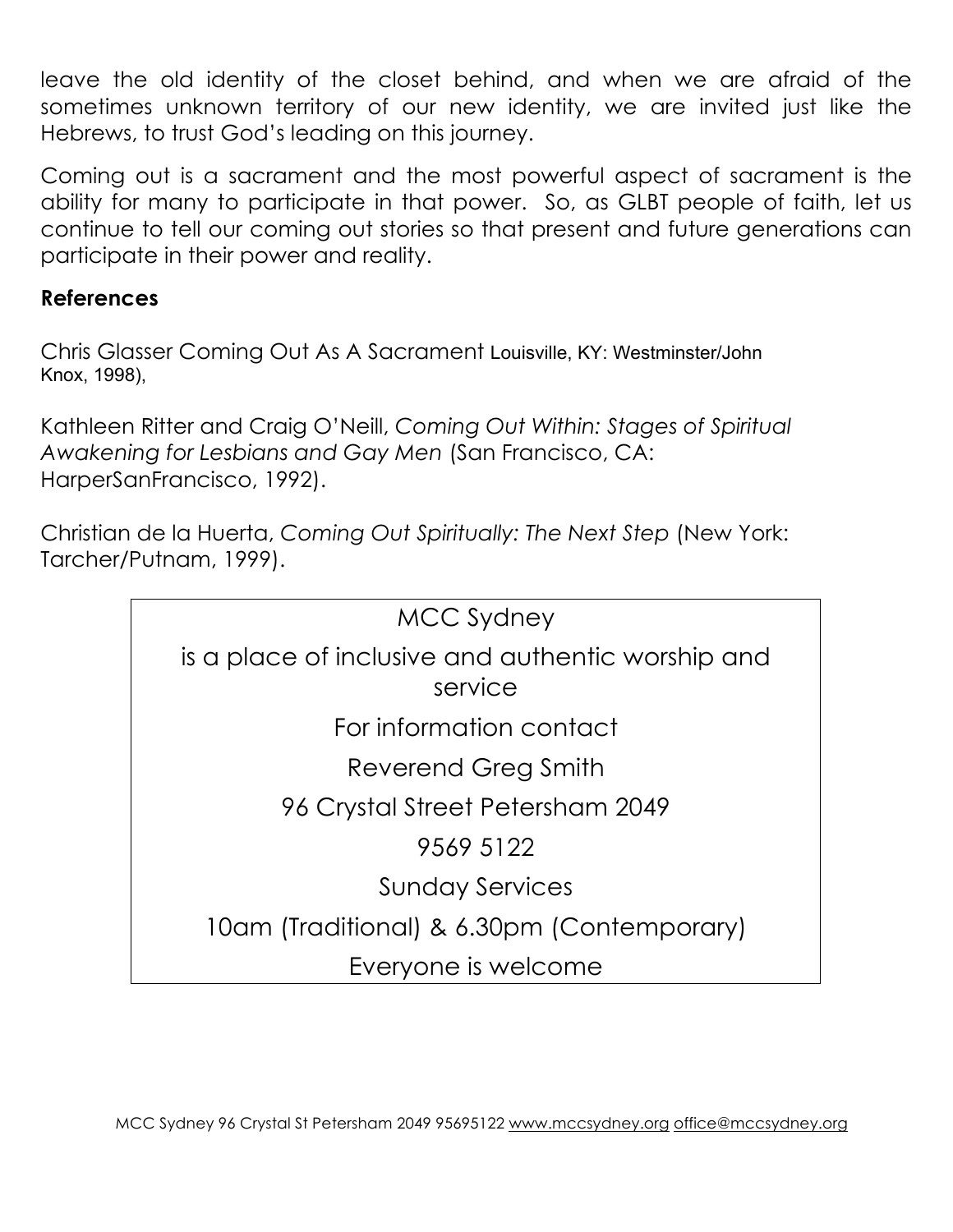leave the old identity of the closet behind, and when we are afraid of the sometimes unknown territory of our new identity, we are invited just like the Hebrews, to trust God's leading on this journey.

Coming out is a sacrament and the most powerful aspect of sacrament is the ability for many to participate in that power. So, as GLBT people of faith, let us continue to tell our coming out stories so that present and future generations can participate in their power and reality.

**References**

Chris Glasser Coming Out As A Sacrament Louisville, KY: Westminster/John Knox, 1998),

Kathleen Ritter and Craig O'Neill, *Coming Out Within: Stages of Spiritual Awakening for Lesbians and Gay Men* (San Francisco, CA: HarperSanFrancisco, 1992).

Christian de la Huerta, *Coming Out Spiritually: The Next Step* (New York: Tarcher/Putnam, 1999).

MCC Sydney

is a place of inclusive and authentic worship and service

For information contact

Reverend Greg Smith

96 Crystal Street Petersham 2049

9569 5122

Sunday Services

10am (Traditional) & 6.30pm (Contemporary)

Everyone is welcome

MCC Sydney 96 Crystal St Petersham 2049 95695122 www.mccsydney.org office@mccsydney.org